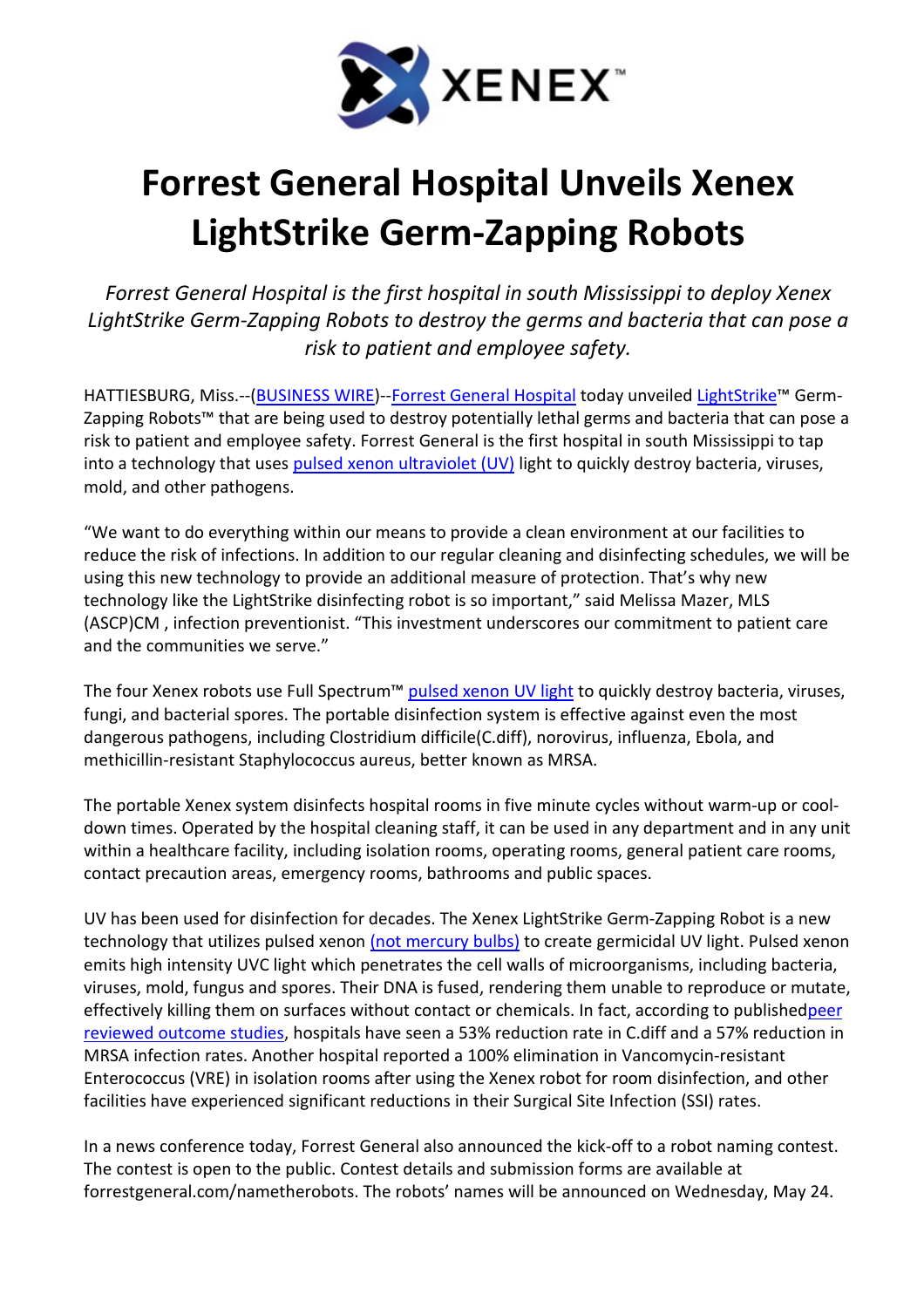XENEX™

# Forrest General Hospital Unveils Xenex LightStrike Germ-Zapping Robots

*Forrest General Hospital is the first hospital in south Mississippi to deploy Xenex LightStrike Germ-Zapping Robots to destroy the germs and bacteria that can pose a risk to patient and employee safety.*

HATTIESBURG, Miss.--(BUSINESS WIRE)--Forrest General Hospital today unveiled LightStrike™ Germ-Zapping Robots™ that are being used to destroy potentially lethal germs and bacteria that can pose a risk to patient and employee safety. Forrest General is the first hospital in south Mississippi to tap into a technology that uses pulsed xenon ultraviolet (UV) light to quickly destroy bacteria, viruses, mold, and other pathogens.

"We want to do everything within our means to provide a clean environment at our facilities to reduce the risk of infections. In addition to our regular cleaning and disinfecting schedules, we will be using this new technology to provide an additional measure of protection. That's why new technology like the LightStrike disinfecting robot is so important," said Melissa Mazer, MLS (ASCP)CM , infection preventionist. "This investment underscores our commitment to patient care and the communities we serve."

The four Xenex robots use Full Spectrum™ pulsed xenon UV light to quickly destroy bacteria, viruses, fungi, and bacterial spores. The portable disinfection system is effective against even the most dangerous pathogens, including Clostridium difficile(C.diff), norovirus, influenza, Ebola, and methicillin-resistant Staphylococcus aureus, better known as MRSA.

The portable Xenex system disinfects hospital rooms in five minute cycles without warm-up or cool-down times. Operated by the hospital cleaning staff, it can be used in any department and in any unit within a healthcare facility, including isolation rooms, operating rooms, general patient care rooms, contact precaution areas, emergency rooms, bathrooms and public spaces.

UV has been used for disinfection for decades. The Xenex LightStrike Germ-Zapping Robot is a new technology that utilizes pulsed xenon (not mercury bulbs) to create germicidal UV light. Pulsed xenon emits high intensity UVC light which penetrates the cell walls of microorganisms, including bacteria, viruses, mold, fungus and spores. Their DNA is fused, rendering them unable to reproduce or mutate, effectively killing them on surfaces without contact or chemicals. In fact, according to publishedpeer reviewed outcome studies, hospitals have seen a 53% reduction rate in C.diff and a 57% reduction in MRSA infection rates. Another hospital reported a 100% elimination in Vancomycin-resistant Enterococcus (VRE) in isolation rooms after using the Xenex robot for room disinfection, and other facilities have experienced significant reductions in their Surgical Site Infection (SSI) rates.

In a news conference today, Forrest General also announced the kick-off to a robot naming contest. The contest is open to the public. Contest details and submission forms are available at forrestgeneral.com/nametherobots. The robots' names will be announced on Wednesday, May 24.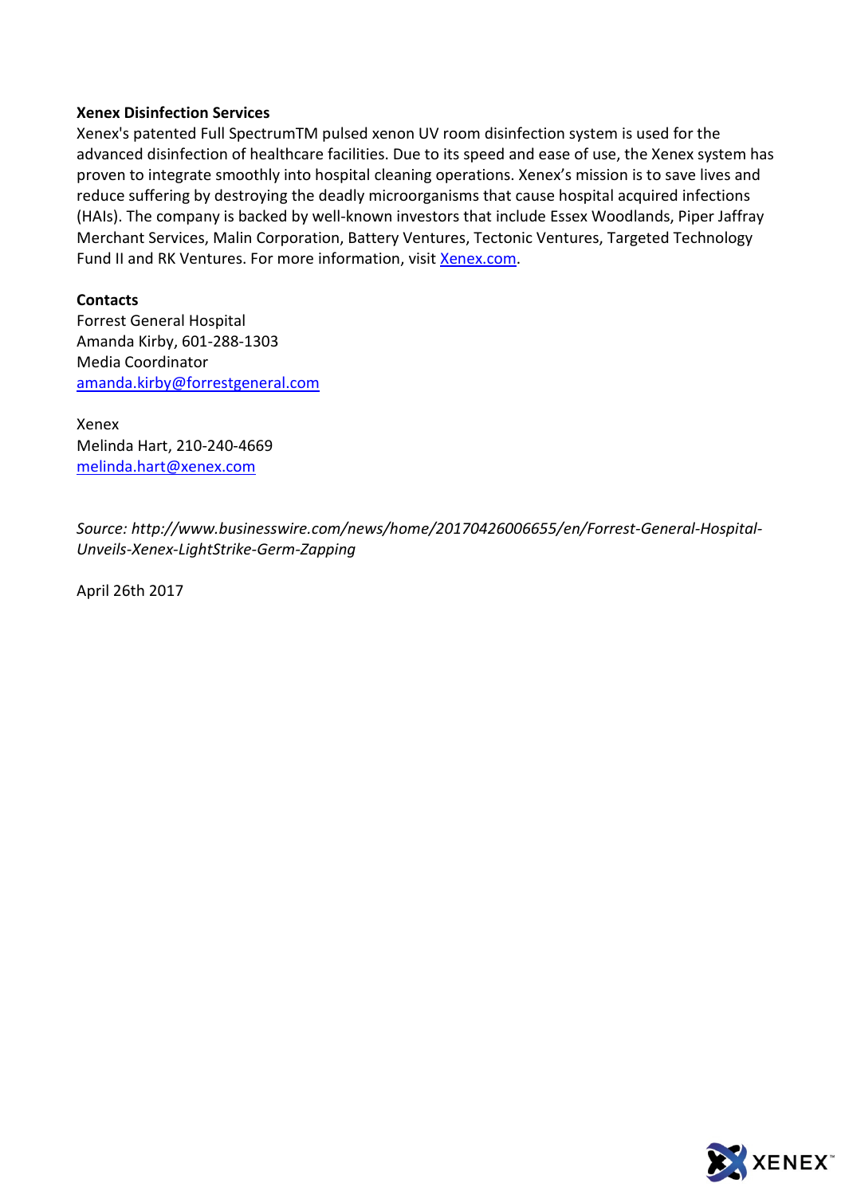**Xenex Disinfection Services**

Xenex's patented Full SpectrumTM pulsed xenon UV room disinfection system is used for the advanced disinfection of healthcare facilities. Due to its speed and ease of use, the Xenex system has proven to integrate smoothly into hospital cleaning operations. Xenex's mission is to save lives and reduce suffering by destroying the deadly microorganisms that cause hospital acquired infections (HAIs). The company is backed by well-known investors that include Essex Woodlands, Piper Jaffray Merchant Services, Malin Corporation, Battery Ventures, Tectonic Ventures, Targeted Technology Fund II and RK Ventures. For more information, visit [Xenex.com](http://Xenex.com).

**Contacts**

Forrest General Hospital
Amanda Kirby, 601-288-1303
Media Coordinator
[amanda.kirby@forrestgeneral.com](mailto:amanda.kirby@forrestgeneral.com)

Xenex
Melinda Hart, 210-240-4669
[melinda.hart@xenex.com](mailto:melinda.hart@xenex.com)

*Source: http://www.businesswire.com/news/home/20170426006655/en/Forrest-General-Hospital-Unveils-Xenex-LightStrike-Germ-Zapping*

April 26th 2017